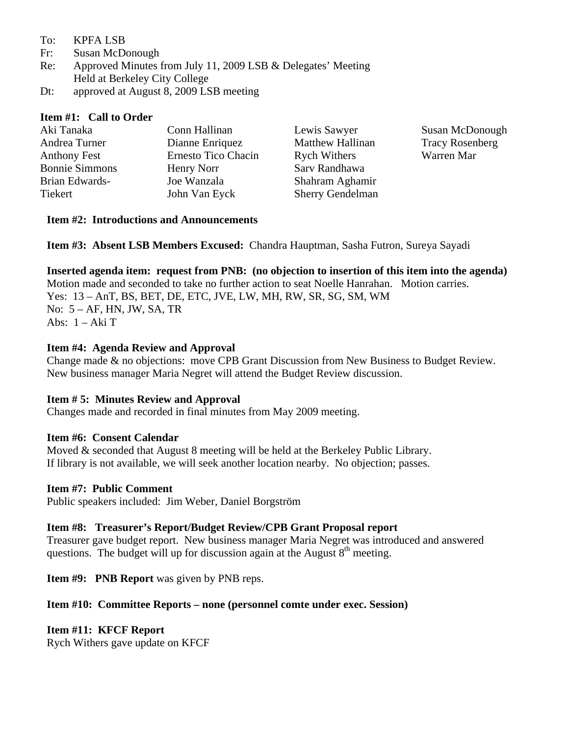To: KPFA LSB
Fr: Susan McDonough
Re: Approved Minutes from July 11, 2009 LSB & Delegates' Meeting
Held at Berkeley City College
Dt: approved at August 8, 2009 LSB meeting

**Item #1: Call to Order**

Aki Tanaka
Andrea Turner
Anthony Fest
Bonnie Simmons
Brian Edwards-Tiekert
Conn Hallinan
Dianne Enriquez
Ernesto Tico Chacin
Henry Norr
Joe Wanzala
John Van Eyck
Lewis Sawyer
Matthew Hallinan
Rych Withers
Sarv Randhawa
Shahram Aghamir
Sherry Gendelman
Susan McDonough
Tracy Rosenberg
Warren Mar

**Item #2: Introductions and Announcements**

**Item #3: Absent LSB Members Excused:** Chandra Hauptman, Sasha Futron, Sureya Sayadi

**Inserted agenda item: request from PNB: (no objection to insertion of this item into the agenda)**
Motion made and seconded to take no further action to seat Noelle Hanrahan. Motion carries.
Yes: 13 – AnT, BS, BET, DE, ETC, JVE, LW, MH, RW, SR, SG, SM, WM
No: 5 – AF, HN, JW, SA, TR
Abs: 1 – Aki T

**Item #4: Agenda Review and Approval**
Change made & no objections: move CPB Grant Discussion from New Business to Budget Review. New business manager Maria Negret will attend the Budget Review discussion.

**Item # 5: Minutes Review and Approval**
Changes made and recorded in final minutes from May 2009 meeting.

**Item #6: Consent Calendar**
Moved & seconded that August 8 meeting will be held at the Berkeley Public Library. If library is not available, we will seek another location nearby. No objection; passes.

**Item #7: Public Comment**
Public speakers included: Jim Weber, Daniel Borgström

**Item #8: Treasurer's Report/Budget Review/CPB Grant Proposal report**
Treasurer gave budget report. New business manager Maria Negret was introduced and answered questions. The budget will up for discussion again at the August 8th meeting.

**Item #9: PNB Report** was given by PNB reps.

**Item #10: Committee Reports – none (personnel comte under exec. Session)**

**Item #11: KFCF Report**
Rych Withers gave update on KFCF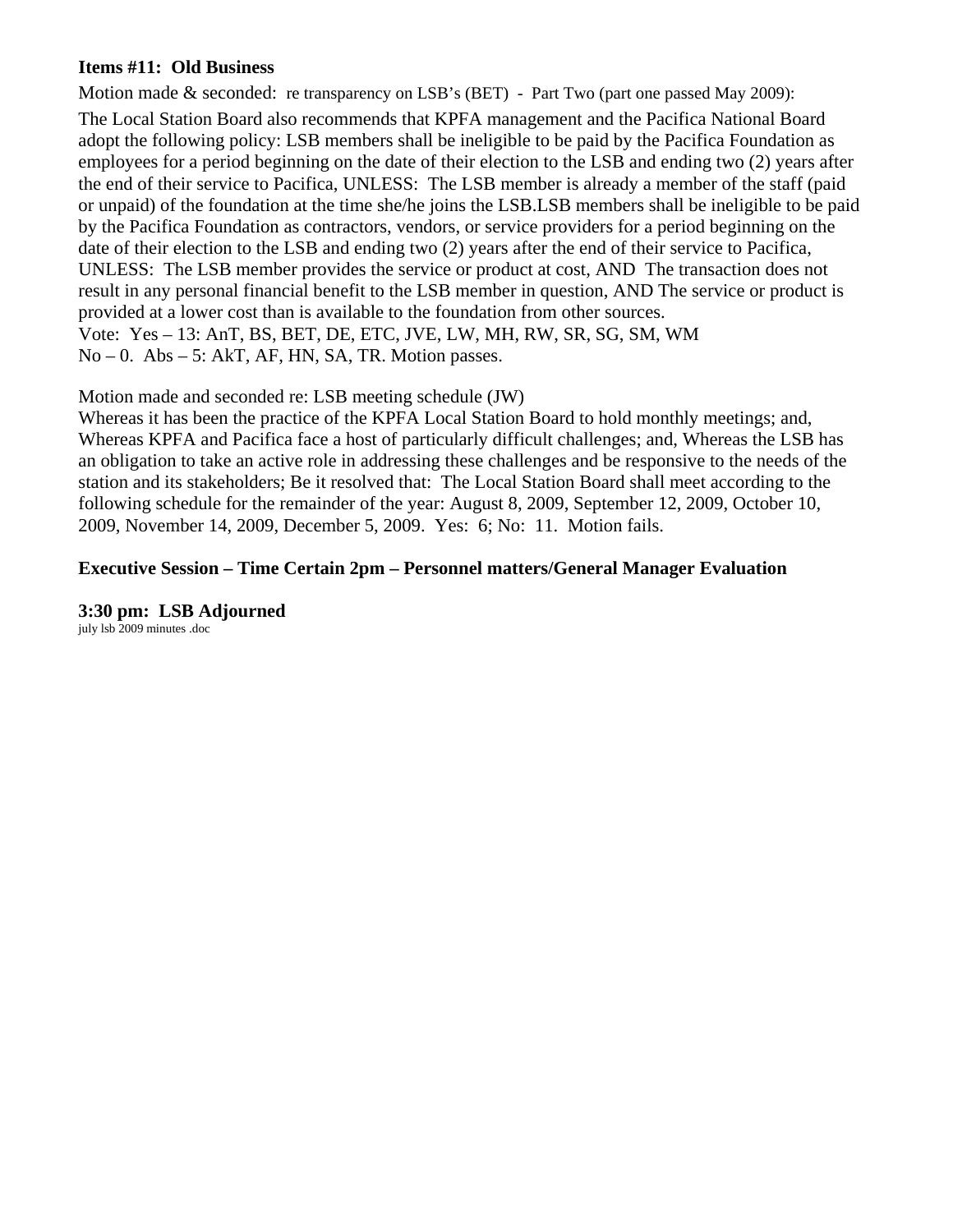**Items #11: Old Business**

Motion made & seconded: re transparency on LSB's (BET) - Part Two (part one passed May 2009):

The Local Station Board also recommends that KPFA management and the Pacifica National Board adopt the following policy: LSB members shall be ineligible to be paid by the Pacifica Foundation as employees for a period beginning on the date of their election to the LSB and ending two (2) years after the end of their service to Pacifica, UNLESS: The LSB member is already a member of the staff (paid or unpaid) of the foundation at the time she/he joins the LSB.LSB members shall be ineligible to be paid by the Pacifica Foundation as contractors, vendors, or service providers for a period beginning on the date of their election to the LSB and ending two (2) years after the end of their service to Pacifica, UNLESS: The LSB member provides the service or product at cost, AND The transaction does not result in any personal financial benefit to the LSB member in question, AND The service or product is provided at a lower cost than is available to the foundation from other sources.
Vote: Yes – 13: AnT, BS, BET, DE, ETC, JVE, LW, MH, RW, SR, SG, SM, WM
No – 0. Abs – 5: AkT, AF, HN, SA, TR. Motion passes.

Motion made and seconded re: LSB meeting schedule (JW)
Whereas it has been the practice of the KPFA Local Station Board to hold monthly meetings; and, Whereas KPFA and Pacifica face a host of particularly difficult challenges; and, Whereas the LSB has an obligation to take an active role in addressing these challenges and be responsive to the needs of the station and its stakeholders; Be it resolved that: The Local Station Board shall meet according to the following schedule for the remainder of the year: August 8, 2009, September 12, 2009, October 10, 2009, November 14, 2009, December 5, 2009. Yes: 6; No: 11. Motion fails.

**Executive Session – Time Certain 2pm – Personnel matters/General Manager Evaluation**

**3:30 pm: LSB Adjourned**